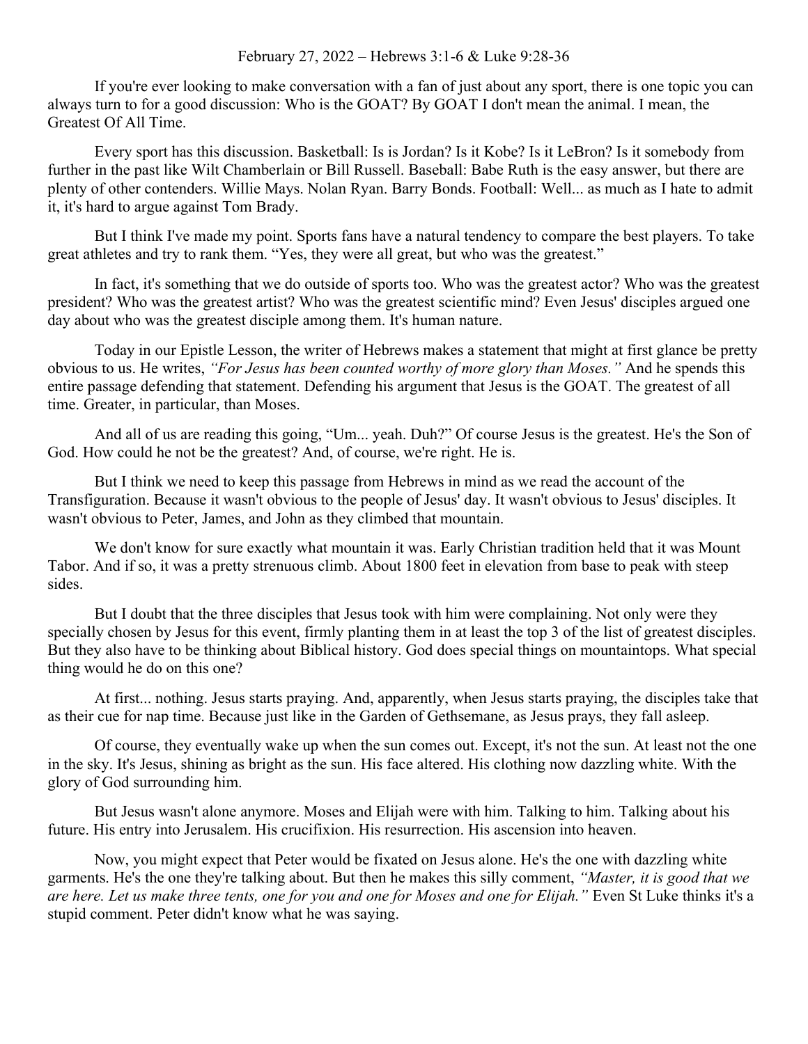February 27, 2022 – Hebrews 3:1-6 & Luke 9:28-36

If you're ever looking to make conversation with a fan of just about any sport, there is one topic you can always turn to for a good discussion: Who is the GOAT? By GOAT I don't mean the animal. I mean, the Greatest Of All Time.

Every sport has this discussion. Basketball: Is is Jordan? Is it Kobe? Is it LeBron? Is it somebody from further in the past like Wilt Chamberlain or Bill Russell. Baseball: Babe Ruth is the easy answer, but there are plenty of other contenders. Willie Mays. Nolan Ryan. Barry Bonds. Football: Well... as much as I hate to admit it, it's hard to argue against Tom Brady.

But I think I've made my point. Sports fans have a natural tendency to compare the best players. To take great athletes and try to rank them. "Yes, they were all great, but who was the greatest."

In fact, it's something that we do outside of sports too. Who was the greatest actor? Who was the greatest president? Who was the greatest artist? Who was the greatest scientific mind? Even Jesus' disciples argued one day about who was the greatest disciple among them. It's human nature.

Today in our Epistle Lesson, the writer of Hebrews makes a statement that might at first glance be pretty obvious to us. He writes, *"For Jesus has been counted worthy of more glory than Moses."* And he spends this entire passage defending that statement. Defending his argument that Jesus is the GOAT. The greatest of all time. Greater, in particular, than Moses.

And all of us are reading this going, "Um... yeah. Duh?" Of course Jesus is the greatest. He's the Son of God. How could he not be the greatest? And, of course, we're right. He is.

But I think we need to keep this passage from Hebrews in mind as we read the account of the Transfiguration. Because it wasn't obvious to the people of Jesus' day. It wasn't obvious to Jesus' disciples. It wasn't obvious to Peter, James, and John as they climbed that mountain.

We don't know for sure exactly what mountain it was. Early Christian tradition held that it was Mount Tabor. And if so, it was a pretty strenuous climb. About 1800 feet in elevation from base to peak with steep sides.

But I doubt that the three disciples that Jesus took with him were complaining. Not only were they specially chosen by Jesus for this event, firmly planting them in at least the top 3 of the list of greatest disciples. But they also have to be thinking about Biblical history. God does special things on mountaintops. What special thing would he do on this one?

At first... nothing. Jesus starts praying. And, apparently, when Jesus starts praying, the disciples take that as their cue for nap time. Because just like in the Garden of Gethsemane, as Jesus prays, they fall asleep.

Of course, they eventually wake up when the sun comes out. Except, it's not the sun. At least not the one in the sky. It's Jesus, shining as bright as the sun. His face altered. His clothing now dazzling white. With the glory of God surrounding him.

But Jesus wasn't alone anymore. Moses and Elijah were with him. Talking to him. Talking about his future. His entry into Jerusalem. His crucifixion. His resurrection. His ascension into heaven.

Now, you might expect that Peter would be fixated on Jesus alone. He's the one with dazzling white garments. He's the one they're talking about. But then he makes this silly comment, *"Master, it is good that we are here. Let us make three tents, one for you and one for Moses and one for Elijah."* Even St Luke thinks it's a stupid comment. Peter didn't know what he was saying.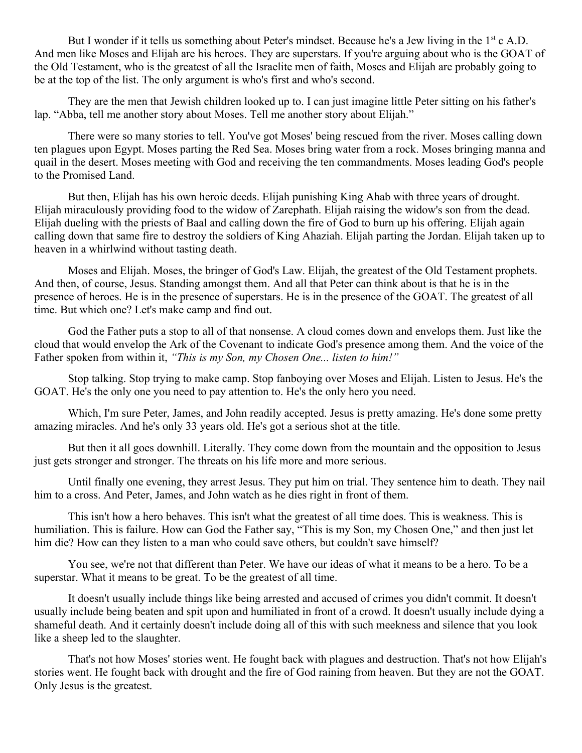But I wonder if it tells us something about Peter's mindset. Because he's a Jew living in the 1st c A.D. And men like Moses and Elijah are his heroes. They are superstars. If you're arguing about who is the GOAT of the Old Testament, who is the greatest of all the Israelite men of faith, Moses and Elijah are probably going to be at the top of the list. The only argument is who's first and who's second.

They are the men that Jewish children looked up to. I can just imagine little Peter sitting on his father's lap. "Abba, tell me another story about Moses. Tell me another story about Elijah."

There were so many stories to tell. You've got Moses' being rescued from the river. Moses calling down ten plagues upon Egypt. Moses parting the Red Sea. Moses bring water from a rock. Moses bringing manna and quail in the desert. Moses meeting with God and receiving the ten commandments. Moses leading God's people to the Promised Land.

But then, Elijah has his own heroic deeds. Elijah punishing King Ahab with three years of drought. Elijah miraculously providing food to the widow of Zarephath. Elijah raising the widow's son from the dead. Elijah dueling with the priests of Baal and calling down the fire of God to burn up his offering. Elijah again calling down that same fire to destroy the soldiers of King Ahaziah. Elijah parting the Jordan. Elijah taken up to heaven in a whirlwind without tasting death.

Moses and Elijah. Moses, the bringer of God's Law. Elijah, the greatest of the Old Testament prophets. And then, of course, Jesus. Standing amongst them. And all that Peter can think about is that he is in the presence of heroes. He is in the presence of superstars. He is in the presence of the GOAT. The greatest of all time. But which one? Let's make camp and find out.

God the Father puts a stop to all of that nonsense. A cloud comes down and envelops them. Just like the cloud that would envelop the Ark of the Covenant to indicate God's presence among them. And the voice of the Father spoken from within it, *"This is my Son, my Chosen One... listen to him!"*

Stop talking. Stop trying to make camp. Stop fanboying over Moses and Elijah. Listen to Jesus. He's the GOAT. He's the only one you need to pay attention to. He's the only hero you need.

Which, I'm sure Peter, James, and John readily accepted. Jesus is pretty amazing. He's done some pretty amazing miracles. And he's only 33 years old. He's got a serious shot at the title.

But then it all goes downhill. Literally. They come down from the mountain and the opposition to Jesus just gets stronger and stronger. The threats on his life more and more serious.

Until finally one evening, they arrest Jesus. They put him on trial. They sentence him to death. They nail him to a cross. And Peter, James, and John watch as he dies right in front of them.

This isn't how a hero behaves. This isn't what the greatest of all time does. This is weakness. This is humiliation. This is failure. How can God the Father say, "This is my Son, my Chosen One," and then just let him die? How can they listen to a man who could save others, but couldn't save himself?

You see, we're not that different than Peter. We have our ideas of what it means to be a hero. To be a superstar. What it means to be great. To be the greatest of all time.

It doesn't usually include things like being arrested and accused of crimes you didn't commit. It doesn't usually include being beaten and spit upon and humiliated in front of a crowd. It doesn't usually include dying a shameful death. And it certainly doesn't include doing all of this with such meekness and silence that you look like a sheep led to the slaughter.

That's not how Moses' stories went. He fought back with plagues and destruction. That's not how Elijah's stories went. He fought back with drought and the fire of God raining from heaven. But they are not the GOAT. Only Jesus is the greatest.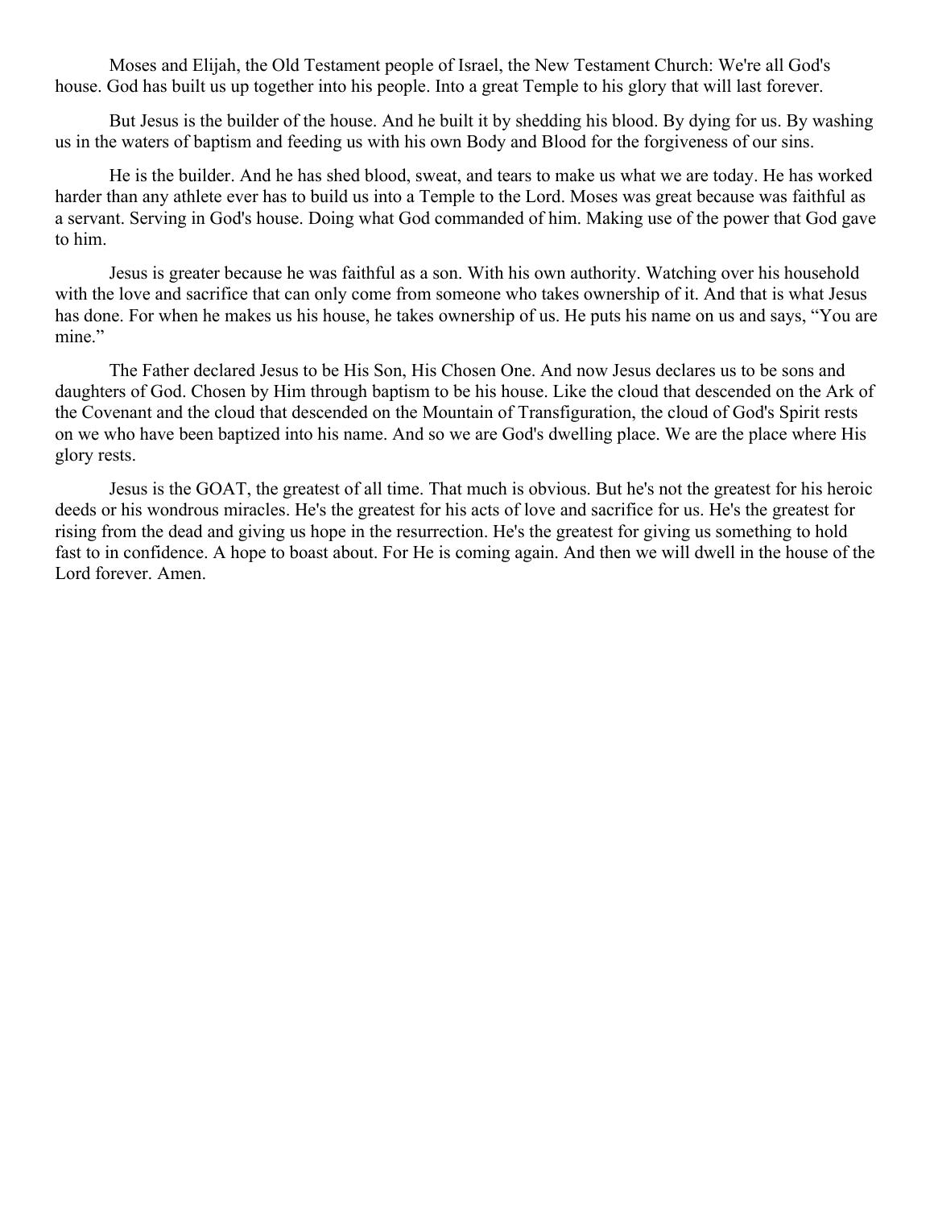Moses and Elijah, the Old Testament people of Israel, the New Testament Church: We're all God's house. God has built us up together into his people. Into a great Temple to his glory that will last forever.

But Jesus is the builder of the house. And he built it by shedding his blood. By dying for us. By washing us in the waters of baptism and feeding us with his own Body and Blood for the forgiveness of our sins.

He is the builder. And he has shed blood, sweat, and tears to make us what we are today. He has worked harder than any athlete ever has to build us into a Temple to the Lord. Moses was great because was faithful as a servant. Serving in God's house. Doing what God commanded of him. Making use of the power that God gave to him.

Jesus is greater because he was faithful as a son. With his own authority. Watching over his household with the love and sacrifice that can only come from someone who takes ownership of it. And that is what Jesus has done. For when he makes us his house, he takes ownership of us. He puts his name on us and says, "You are mine."

The Father declared Jesus to be His Son, His Chosen One. And now Jesus declares us to be sons and daughters of God. Chosen by Him through baptism to be his house. Like the cloud that descended on the Ark of the Covenant and the cloud that descended on the Mountain of Transfiguration, the cloud of God's Spirit rests on we who have been baptized into his name. And so we are God's dwelling place. We are the place where His glory rests.

Jesus is the GOAT, the greatest of all time. That much is obvious. But he's not the greatest for his heroic deeds or his wondrous miracles. He's the greatest for his acts of love and sacrifice for us. He's the greatest for rising from the dead and giving us hope in the resurrection. He's the greatest for giving us something to hold fast to in confidence. A hope to boast about. For He is coming again. And then we will dwell in the house of the Lord forever. Amen.